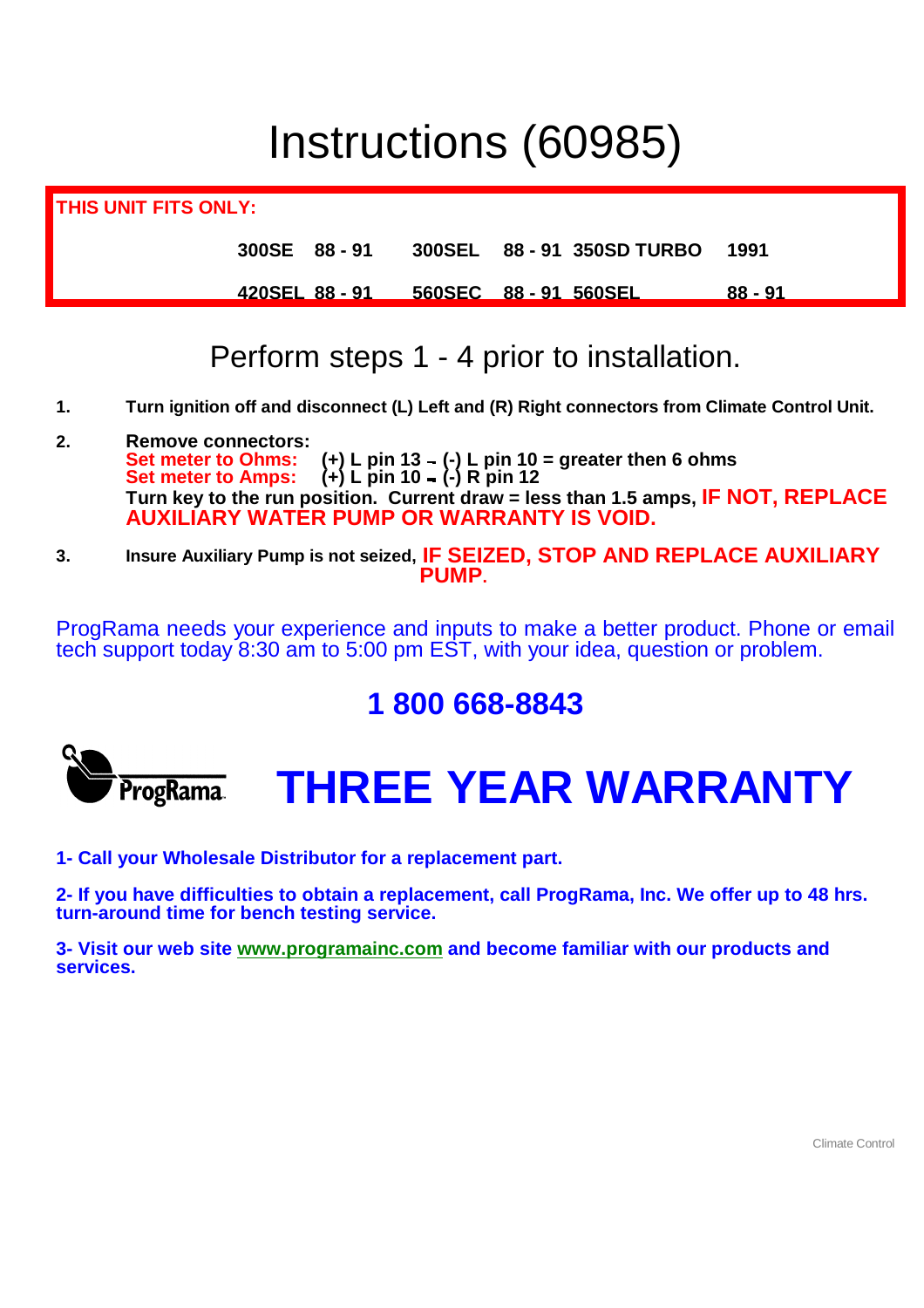# Instructions (60985)

**THIS UNIT FITS ONLY:**

| | | | |
|---|---|---|---|
| **300SE 88 - 91** | **300SEL 88 - 91** | **350SD TURBO** | **1991** |
| **420SEL 88 - 91** | **560SEC 88 - 91** | **560SEL** | **88 - 91** |

## Perform steps 1 - 4 prior to installation.

1. **Turn ignition off and disconnect (L) Left and (R) Right connectors from Climate Control Unit.**

2. **Remove connectors:**
   **Set meter to Ohms: (+) L pin 13 – (-) L pin 10 = greater then 6 ohms**
   **Set meter to Amps: (+) L pin 10 – (-) R pin 12**
   **Turn key to the run position. Current draw = less than 1.5 amps, IF NOT, REPLACE AUXILIARY WATER PUMP OR WARRANTY IS VOID.**

3. **Insure Auxiliary Pump is not seized, IF SEIZED, STOP AND REPLACE AUXILIARY PUMP.**

ProgRama needs your experience and inputs to make a better product. Phone or email tech support today 8:30 am to 5:00 pm EST, with your idea, question or problem.

**1 800 668-8843**

ProgRama

# THREE YEAR WARRANTY

**1- Call your Wholesale Distributor for a replacement part.**

**2- If you have difficulties to obtain a replacement, call ProgRama, Inc. We offer up to 48 hrs. turn-around time for bench testing service.**

**3- Visit our web site www.programainc.com and become familiar with our products and services.**

Climate Control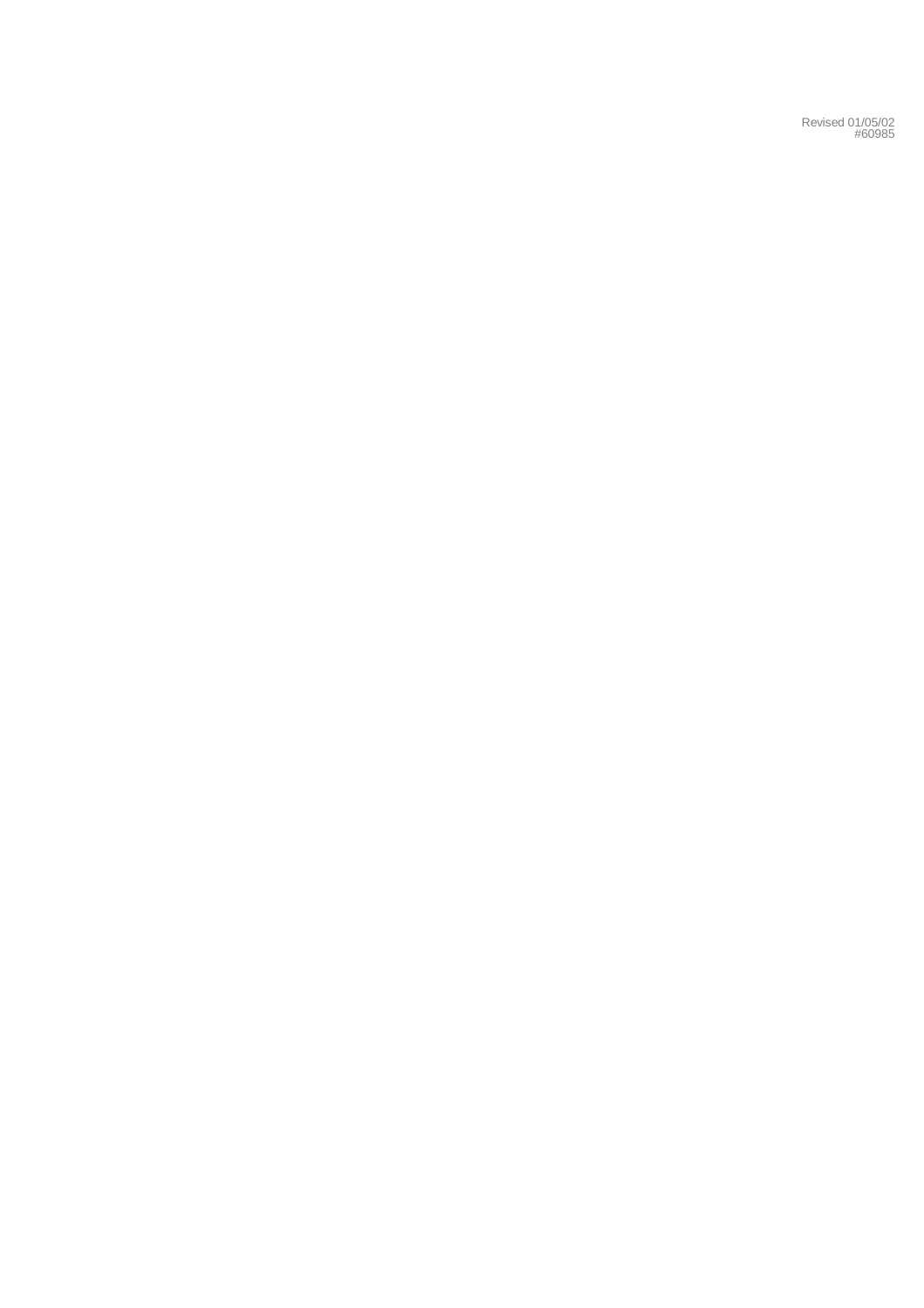Revised 01/05/02
#60985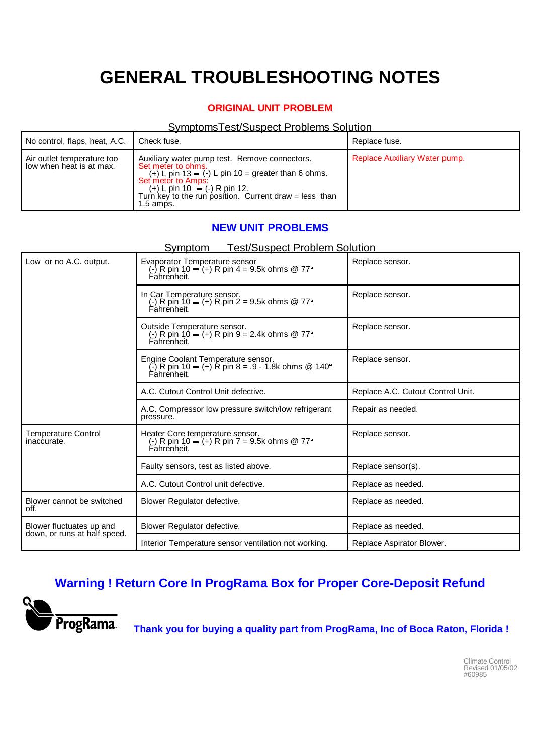# GENERAL TROUBLESHOOTING NOTES

## ORIGINAL UNIT PROBLEM

| Symptoms | Test/Suspect Problems | Solution |
|---|---|---|
| No control, flaps, heat, A.C. | Check fuse. | Replace fuse. |
| Air outlet temperature too low when heat is at max. | Auxiliary water pump test. Remove connectors. Set meter to ohms. (+) L pin 13 ▬ (-) L pin 10 = greater than 6 ohms. Set meter to Amps: (+) L pin 10 ▬ (-) R pin 12. Turn key to the run position. Current draw = less than 1.5 amps. | Replace Auxiliary Water pump. |

## NEW UNIT PROBLEMS

| Symptom | Test/Suspect Problem | Solution |
|---|---|---|
| Low or no A.C. output. | Evaporator Temperature sensor (-) R pin 10 ▬ (+) R pin 4 = 9.5k ohms @ 77° Fahrenheit. | Replace sensor. |
| | In Car Temperature sensor. (-) R pin 10 ▬ (+) R pin 2 = 9.5k ohms @ 77° Fahrenheit. | Replace sensor. |
| | Outside Temperature sensor. (-) R pin 10 ▬ (+) R pin 9 = 2.4k ohms @ 77° Fahrenheit. | Replace sensor. |
| | Engine Coolant Temperature sensor. (-) R pin 10 ▬ (+) R pin 8 = .9 - 1.8k ohms @ 140° Fahrenheit. | Replace sensor. |
| | A.C. Cutout Control Unit defective. | Replace A.C. Cutout Control Unit. |
| | A.C. Compressor low pressure switch/low refrigerant pressure. | Repair as needed. |
| Temperature Control inaccurate. | Heater Core temperature sensor. (-) R pin 10 ▬ (+) R pin 7 = 9.5k ohms @ 77° Fahrenheit. | Replace sensor. |
| | Faulty sensors, test as listed above. | Replace sensor(s). |
| | A.C. Cutout Control unit defective. | Replace as needed. |
| Blower cannot be switched off. | Blower Regulator defective. | Replace as needed. |
| Blower fluctuates up and down, or runs at half speed. | Blower Regulator defective. | Replace as needed. |
| | Interior Temperature sensor ventilation not working. | Replace Aspirator Blower. |

**Warning ! Return Core In ProgRama Box for Proper Core-Deposit Refund**

ProgRama

**Thank you for buying a quality part from ProgRama, Inc of Boca Raton, Florida !**

Climate Control
Revised 01/05/02
#60985